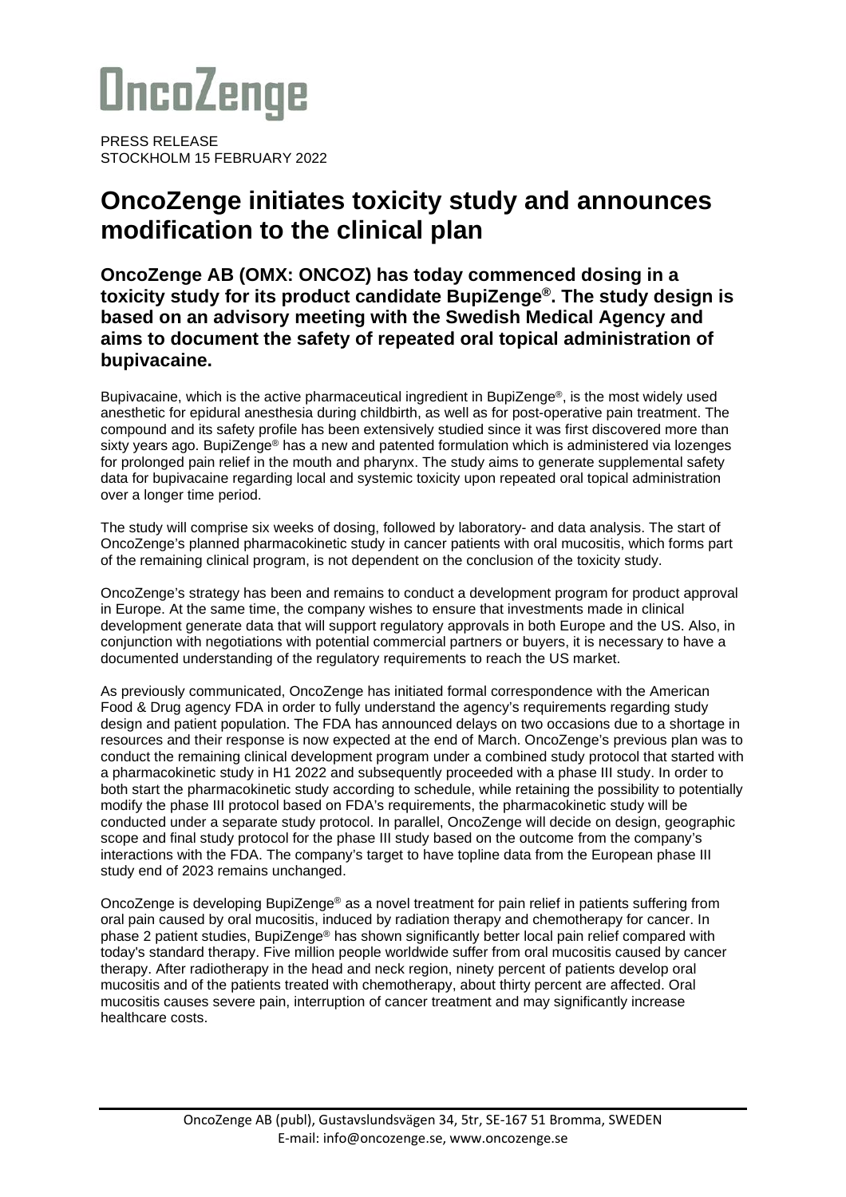# OncoZenge

PRESS RELEASE
STOCKHOLM 15 FEBRUARY 2022

# OncoZenge initiates toxicity study and announces modification to the clinical plan

## OncoZenge AB (OMX: ONCOZ) has today commenced dosing in a toxicity study for its product candidate BupiZenge®. The study design is based on an advisory meeting with the Swedish Medical Agency and aims to document the safety of repeated oral topical administration of bupivacaine.

Bupivacaine, which is the active pharmaceutical ingredient in BupiZenge®, is the most widely used anesthetic for epidural anesthesia during childbirth, as well as for post-operative pain treatment. The compound and its safety profile has been extensively studied since it was first discovered more than sixty years ago. BupiZenge® has a new and patented formulation which is administered via lozenges for prolonged pain relief in the mouth and pharynx. The study aims to generate supplemental safety data for bupivacaine regarding local and systemic toxicity upon repeated oral topical administration over a longer time period.

The study will comprise six weeks of dosing, followed by laboratory- and data analysis. The start of OncoZenge's planned pharmacokinetic study in cancer patients with oral mucositis, which forms part of the remaining clinical program, is not dependent on the conclusion of the toxicity study.

OncoZenge's strategy has been and remains to conduct a development program for product approval in Europe. At the same time, the company wishes to ensure that investments made in clinical development generate data that will support regulatory approvals in both Europe and the US. Also, in conjunction with negotiations with potential commercial partners or buyers, it is necessary to have a documented understanding of the regulatory requirements to reach the US market.

As previously communicated, OncoZenge has initiated formal correspondence with the American Food & Drug agency FDA in order to fully understand the agency's requirements regarding study design and patient population. The FDA has announced delays on two occasions due to a shortage in resources and their response is now expected at the end of March. OncoZenge's previous plan was to conduct the remaining clinical development program under a combined study protocol that started with a pharmacokinetic study in H1 2022 and subsequently proceeded with a phase III study. In order to both start the pharmacokinetic study according to schedule, while retaining the possibility to potentially modify the phase III protocol based on FDA's requirements, the pharmacokinetic study will be conducted under a separate study protocol. In parallel, OncoZenge will decide on design, geographic scope and final study protocol for the phase III study based on the outcome from the company's interactions with the FDA. The company's target to have topline data from the European phase III study end of 2023 remains unchanged.

OncoZenge is developing BupiZenge® as a novel treatment for pain relief in patients suffering from oral pain caused by oral mucositis, induced by radiation therapy and chemotherapy for cancer. In phase 2 patient studies, BupiZenge® has shown significantly better local pain relief compared with today's standard therapy. Five million people worldwide suffer from oral mucositis caused by cancer therapy. After radiotherapy in the head and neck region, ninety percent of patients develop oral mucositis and of the patients treated with chemotherapy, about thirty percent are affected. Oral mucositis causes severe pain, interruption of cancer treatment and may significantly increase healthcare costs.

OncoZenge AB (publ), Gustavslundsvägen 34, 5tr, SE-167 51 Bromma, SWEDEN
E-mail: info@oncozenge.se, www.oncozenge.se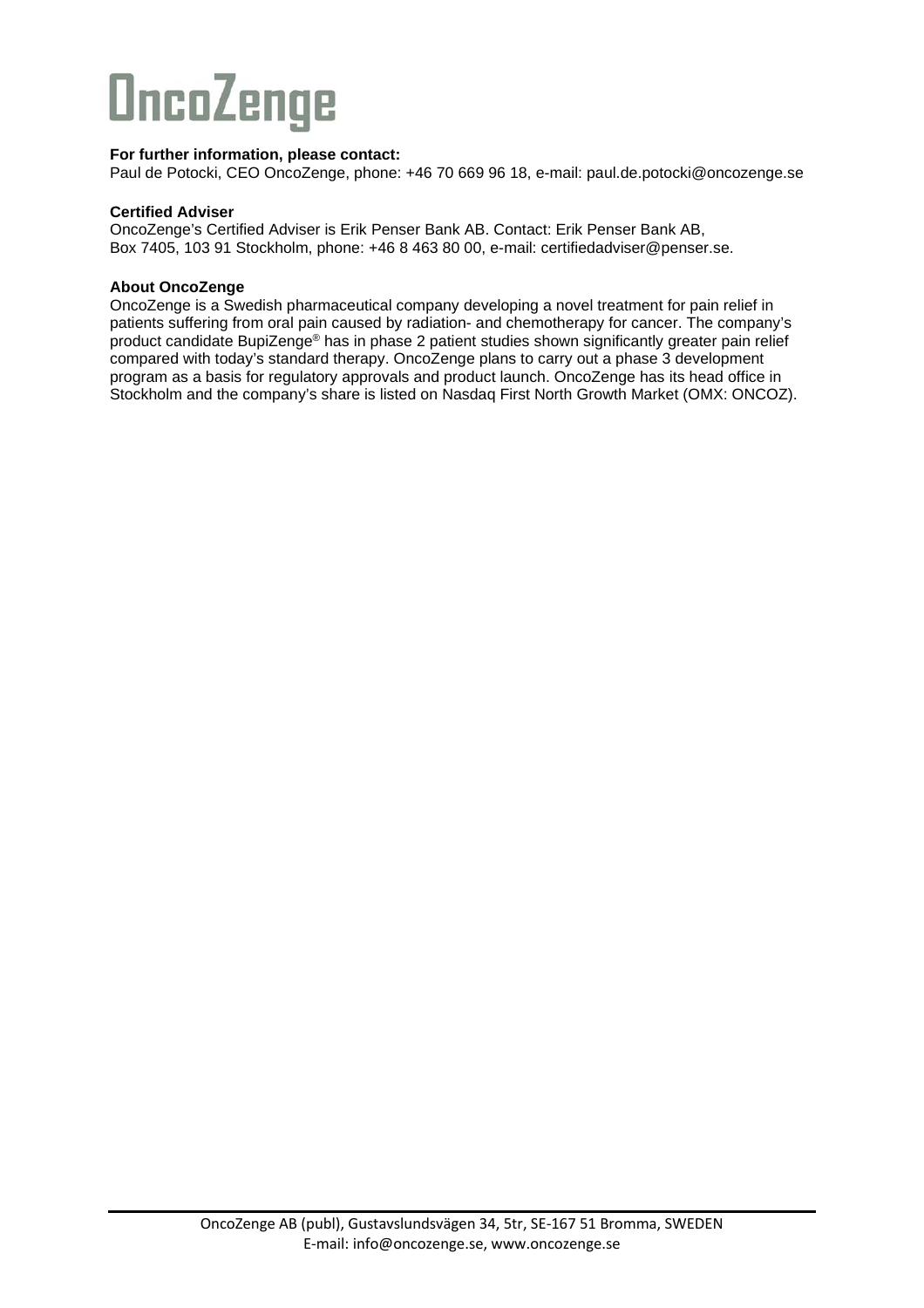**For further information, please contact:**
Paul de Potocki, CEO OncoZenge, phone: +46 70 669 96 18, e-mail: paul.de.potocki@oncozenge.se

**Certified Adviser**
OncoZenge's Certified Adviser is Erik Penser Bank AB. Contact: Erik Penser Bank AB, Box 7405, 103 91 Stockholm, phone: +46 8 463 80 00, e-mail: certifiedadviser@penser.se.

**About OncoZenge**
OncoZenge is a Swedish pharmaceutical company developing a novel treatment for pain relief in patients suffering from oral pain caused by radiation- and chemotherapy for cancer. The company's product candidate BupiZenge® has in phase 2 patient studies shown significantly greater pain relief compared with today's standard therapy. OncoZenge plans to carry out a phase 3 development program as a basis for regulatory approvals and product launch. OncoZenge has its head office in Stockholm and the company's share is listed on Nasdaq First North Growth Market (OMX: ONCOZ).